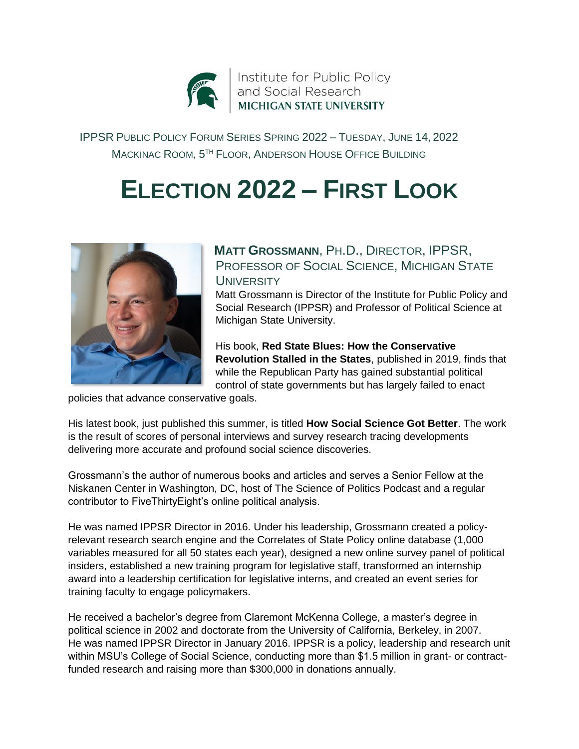Institute for Public Policy and Social Research
MICHIGAN STATE UNIVERSITY

IPPSR PUBLIC POLICY FORUM SERIES SPRING 2022 – TUESDAY, JUNE 14, 2022
MACKINAC ROOM, 5TH FLOOR, ANDERSON HOUSE OFFICE BUILDING

# ELECTION 2022 – FIRST LOOK

## MATT GROSSMANN, PH.D., DIRECTOR, IPPSR, PROFESSOR OF SOCIAL SCIENCE, MICHIGAN STATE UNIVERSITY

Matt Grossmann is Director of the Institute for Public Policy and Social Research (IPPSR) and Professor of Political Science at Michigan State University.

His book, **Red State Blues: How the Conservative Revolution Stalled in the States**, published in 2019, finds that while the Republican Party has gained substantial political control of state governments but has largely failed to enact policies that advance conservative goals.

His latest book, just published this summer, is titled **How Social Science Got Better**. The work is the result of scores of personal interviews and survey research tracing developments delivering more accurate and profound social science discoveries.

Grossmann's the author of numerous books and articles and serves a Senior Fellow at the Niskanen Center in Washington, DC, host of The Science of Politics Podcast and a regular contributor to FiveThirtyEight's online political analysis.

He was named IPPSR Director in 2016. Under his leadership, Grossmann created a policy-relevant research search engine and the Correlates of State Policy online database (1,000 variables measured for all 50 states each year), designed a new online survey panel of political insiders, established a new training program for legislative staff, transformed an internship award into a leadership certification for legislative interns, and created an event series for training faculty to engage policymakers.

He received a bachelor's degree from Claremont McKenna College, a master's degree in political science in 2002 and doctorate from the University of California, Berkeley, in 2007. He was named IPPSR Director in January 2016. IPPSR is a policy, leadership and research unit within MSU's College of Social Science, conducting more than $1.5 million in grant- or contract-funded research and raising more than $300,000 in donations annually.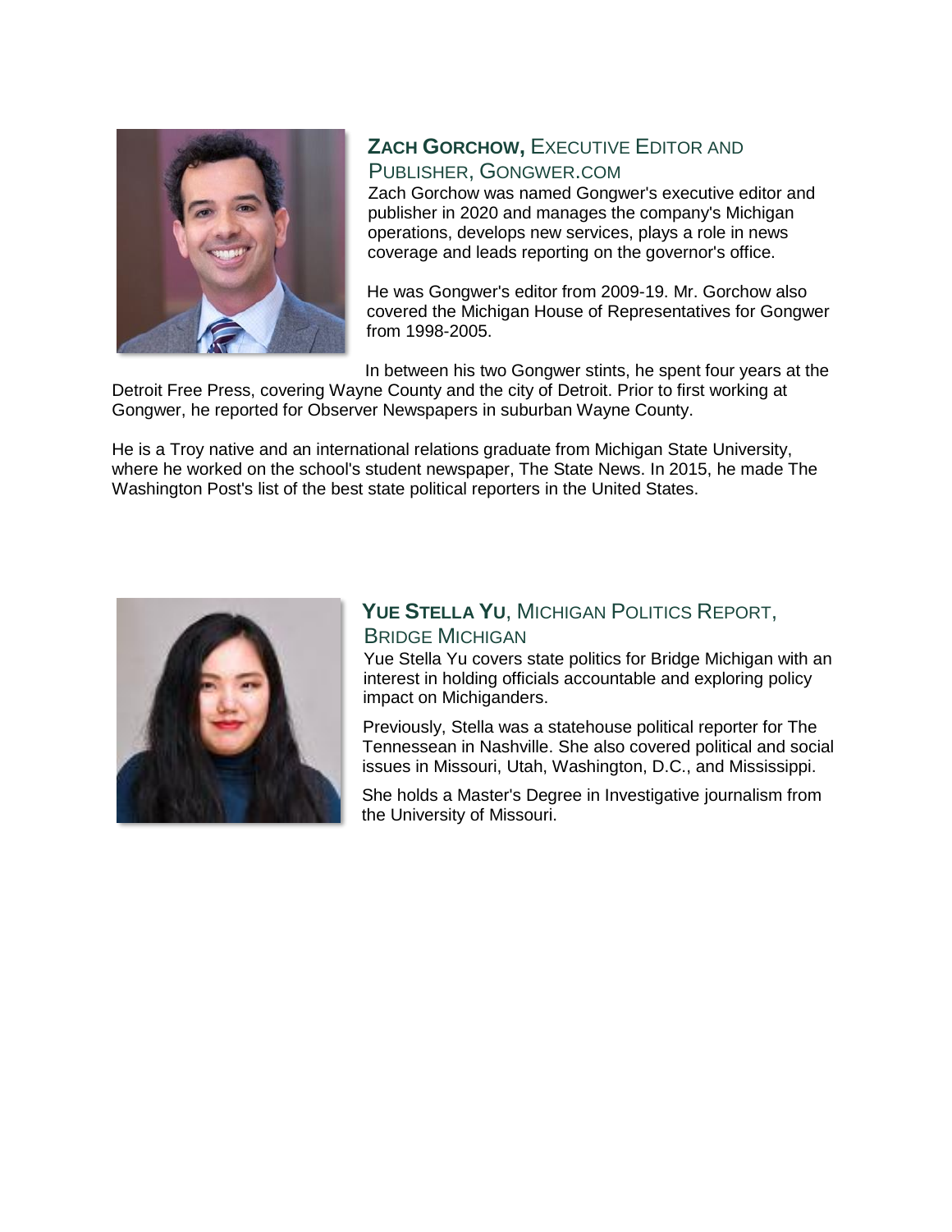## **Zach Gorchow,** Executive Editor and Publisher, Gongwer.com

Zach Gorchow was named Gongwer's executive editor and publisher in 2020 and manages the company's Michigan operations, develops new services, plays a role in news coverage and leads reporting on the governor's office.

He was Gongwer's editor from 2009-19. Mr. Gorchow also covered the Michigan House of Representatives for Gongwer from 1998-2005.

In between his two Gongwer stints, he spent four years at the Detroit Free Press, covering Wayne County and the city of Detroit. Prior to first working at Gongwer, he reported for Observer Newspapers in suburban Wayne County.

He is a Troy native and an international relations graduate from Michigan State University, where he worked on the school's student newspaper, The State News. In 2015, he made The Washington Post's list of the best state political reporters in the United States.

## **Yue Stella Yu**, Michigan Politics Report, Bridge Michigan

Yue Stella Yu covers state politics for Bridge Michigan with an interest in holding officials accountable and exploring policy impact on Michiganders.

Previously, Stella was a statehouse political reporter for The Tennessean in Nashville. She also covered political and social issues in Missouri, Utah, Washington, D.C., and Mississippi.

She holds a Master's Degree in Investigative journalism from the University of Missouri.